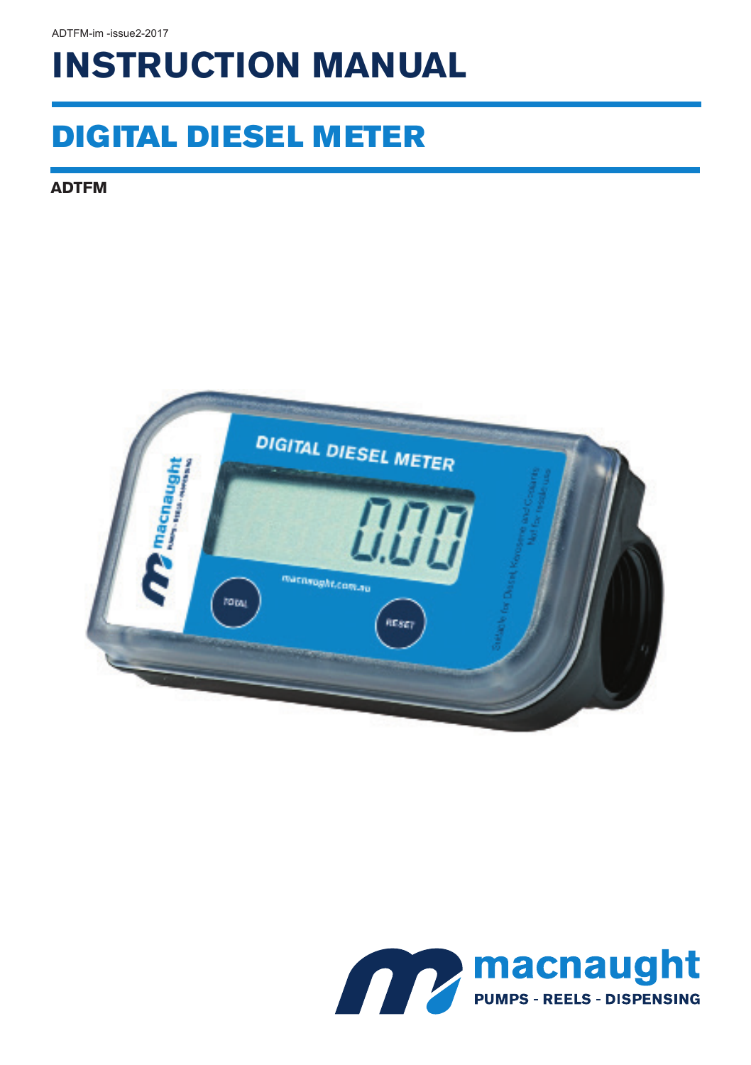ADTFM-im -issue2-2017

# INSTRUCTION MANUAL

## DIGITAL DIESEL METER

**ADTFM**

macnaught
PUMPS - REELS - DISPENSING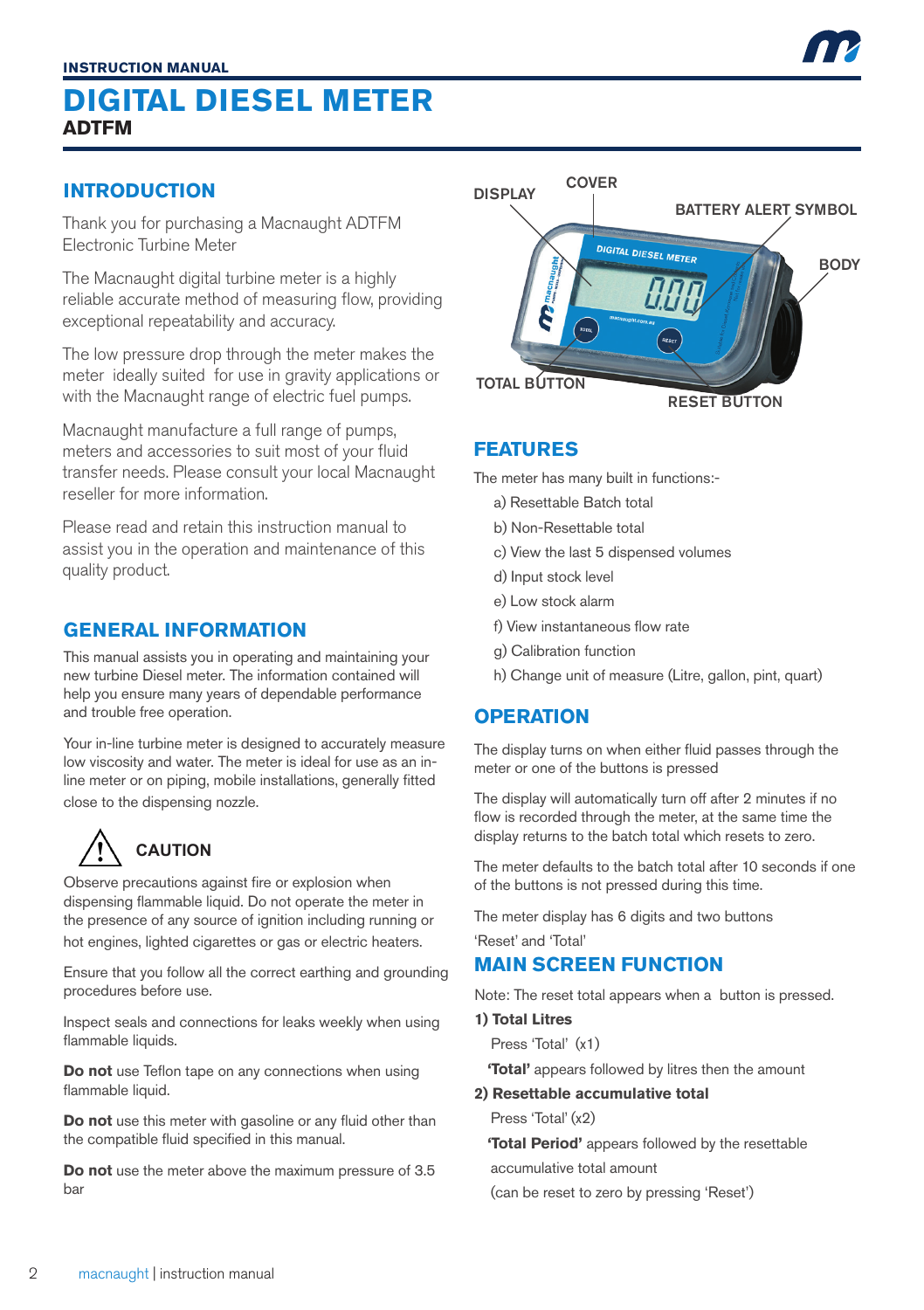INSTRUCTION MANUAL

# DIGITAL DIESEL METER

**ADTFM**

## INTRODUCTION

Thank you for purchasing a Macnaught ADTFM Electronic Turbine Meter

The Macnaught digital turbine meter is a highly reliable accurate method of measuring flow, providing exceptional repeatability and accuracy.

The low pressure drop through the meter makes the meter ideally suited for use in gravity applications or with the Macnaught range of electric fuel pumps.

Macnaught manufacture a full range of pumps, meters and accessories to suit most of your fluid transfer needs. Please consult your local Macnaught reseller for more information.

Please read and retain this instruction manual to assist you in the operation and maintenance of this quality product.

## GENERAL INFORMATION

This manual assists you in operating and maintaining your new turbine Diesel meter. The information contained will help you ensure many years of dependable performance and trouble free operation.

Your in-line turbine meter is designed to accurately measure low viscosity and water. The meter is ideal for use as an in-line meter or on piping, mobile installations, generally fitted close to the dispensing nozzle.

### ⚠ CAUTION

Observe precautions against fire or explosion when dispensing flammable liquid. Do not operate the meter in the presence of any source of ignition including running or hot engines, lighted cigarettes or gas or electric heaters.

Ensure that you follow all the correct earthing and grounding procedures before use.

Inspect seals and connections for leaks weekly when using flammable liquids.

**Do not** use Teflon tape on any connections when using flammable liquid.

**Do not** use this meter with gasoline or any fluid other than the compatible fluid specified in this manual.

**Do not** use the meter above the maximum pressure of 3.5 bar

DISPLAY, COVER, BATTERY ALERT SYMBOL, BODY, TOTAL BUTTON, RESET BUTTON

## FEATURES

The meter has many built in functions:-

a) Resettable Batch total
b) Non-Resettable total
c) View the last 5 dispensed volumes
d) Input stock level
e) Low stock alarm
f) View instantaneous flow rate
g) Calibration function
h) Change unit of measure (Litre, gallon, pint, quart)

## OPERATION

The display turns on when either fluid passes through the meter or one of the buttons is pressed

The display will automatically turn off after 2 minutes if no flow is recorded through the meter, at the same time the display returns to the batch total which resets to zero.

The meter defaults to the batch total after 10 seconds if one of the buttons is not pressed during this time.

The meter display has 6 digits and two buttons 'Reset' and 'Total'

## MAIN SCREEN FUNCTION

Note: The reset total appears when a button is pressed.

**1) Total Litres**

Press 'Total' (x1)

**'Total'** appears followed by litres then the amount

**2) Resettable accumulative total**

Press 'Total' (x2)

**'Total Period'** appears followed by the resettable accumulative total amount

(can be reset to zero by pressing 'Reset')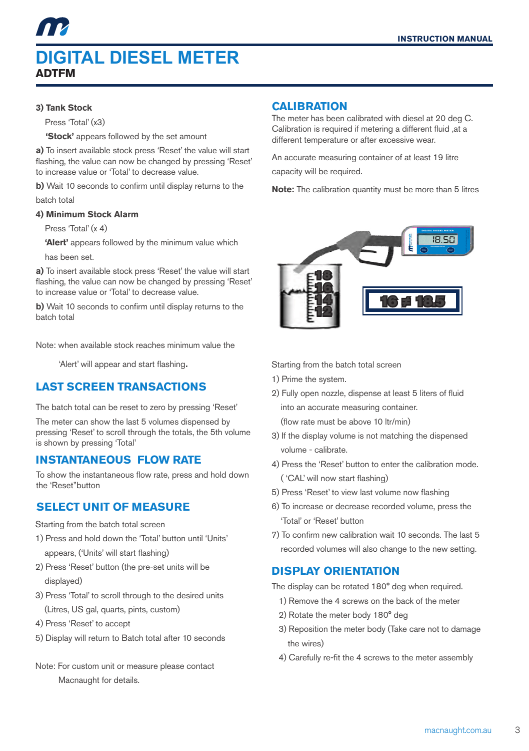# DIGITAL DIESEL METER

**ADTFM**

**3) Tank Stock**

Press 'Total' (x3)

**'Stock'** appears followed by the set amount

**a)** To insert available stock press 'Reset' the value will start flashing, the value can now be changed by pressing 'Reset' to increase value or 'Total' to decrease value.

**b)** Wait 10 seconds to confirm until display returns to the batch total

**4) Minimum Stock Alarm**

Press 'Total' (x 4)

**'Alert'** appears followed by the minimum value which has been set.

**a)** To insert available stock press 'Reset' the value will start flashing, the value can now be changed by pressing 'Reset' to increase value or 'Total' to decrease value.

**b)** Wait 10 seconds to confirm until display returns to the batch total

Note: when available stock reaches minimum value the 'Alert' will appear and start flashing.

## LAST SCREEN TRANSACTIONS

The batch total can be reset to zero by pressing 'Reset'

The meter can show the last 5 volumes dispensed by pressing 'Reset' to scroll through the totals, the 5th volume is shown by pressing 'Total'

## INSTANTANEOUS FLOW RATE

To show the instantaneous flow rate, press and hold down the 'Reset"button

## SELECT UNIT OF MEASURE

Starting from the batch total screen

1) Press and hold down the 'Total' button until 'Units' appears, ('Units' will start flashing)
2) Press 'Reset' button (the pre-set units will be displayed)
3) Press 'Total' to scroll through to the desired units (Litres, US gal, quarts, pints, custom)
4) Press 'Reset' to accept
5) Display will return to Batch total after 10 seconds

Note: For custom unit or measure please contact Macnaught for details.

## CALIBRATION

The meter has been calibrated with diesel at 20 deg C. Calibration is required if metering a different fluid ,at a different temperature or after excessive wear.

An accurate measuring container of at least 19 litre capacity will be required.

**Note:** The calibration quantity must be more than 5 litres

Starting from the batch total screen

1) Prime the system.
2) Fully open nozzle, dispense at least 5 liters of fluid into an accurate measuring container. (flow rate must be above 10 ltr/min)
3) If the display volume is not matching the dispensed volume - calibrate.
4) Press the 'Reset' button to enter the calibration mode. ( 'CAL' will now start flashing)
5) Press 'Reset' to view last volume now flashing
6) To increase or decrease recorded volume, press the 'Total' or 'Reset' button
7) To confirm new calibration wait 10 seconds. The last 5 recorded volumes will also change to the new setting.

## DISPLAY ORIENTATION

The display can be rotated 180° deg when required.

1) Remove the 4 screws on the back of the meter
2) Rotate the meter body 180° deg
3) Reposition the meter body (Take care not to damage the wires)
4) Carefully re-fit the 4 screws to the meter assembly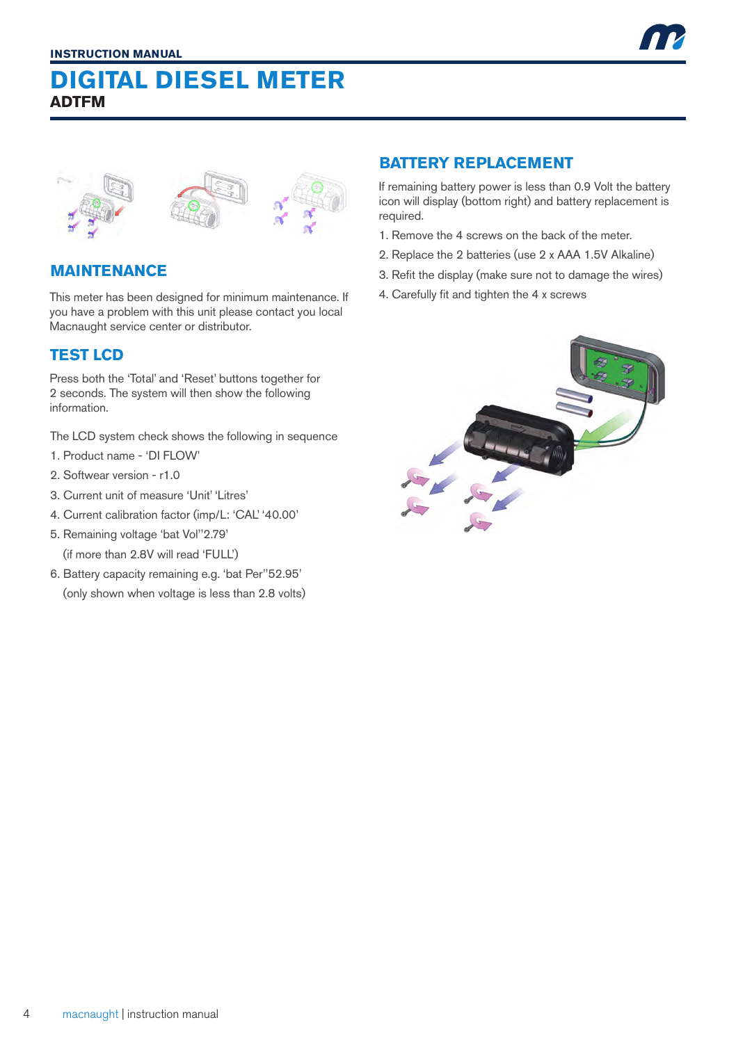## MAINTENANCE

This meter has been designed for minimum maintenance. If you have a problem with this unit please contact you local Macnaught service center or distributor.

## TEST LCD

Press both the 'Total' and 'Reset' buttons together for 2 seconds. The system will then show the following information.

The LCD system check shows the following in sequence

1. Product name - 'DI FLOW'
2. Softwear version - r1.0
3. Current unit of measure 'Unit' 'Litres'
4. Current calibration factor (imp/L: 'CAL' '40.00'
5. Remaining voltage 'bat Vol''2.79'
   (if more than 2.8V will read 'FULL')
6. Battery capacity remaining e.g. 'bat Per''52.95'
   (only shown when voltage is less than 2.8 volts)

## BATTERY REPLACEMENT

If remaining battery power is less than 0.9 Volt the battery icon will display (bottom right) and battery replacement is required.

1. Remove the 4 screws on the back of the meter.
2. Replace the 2 batteries (use 2 x AAA 1.5V Alkaline)
3. Refit the display (make sure not to damage the wires)
4. Carefully fit and tighten the 4 x screws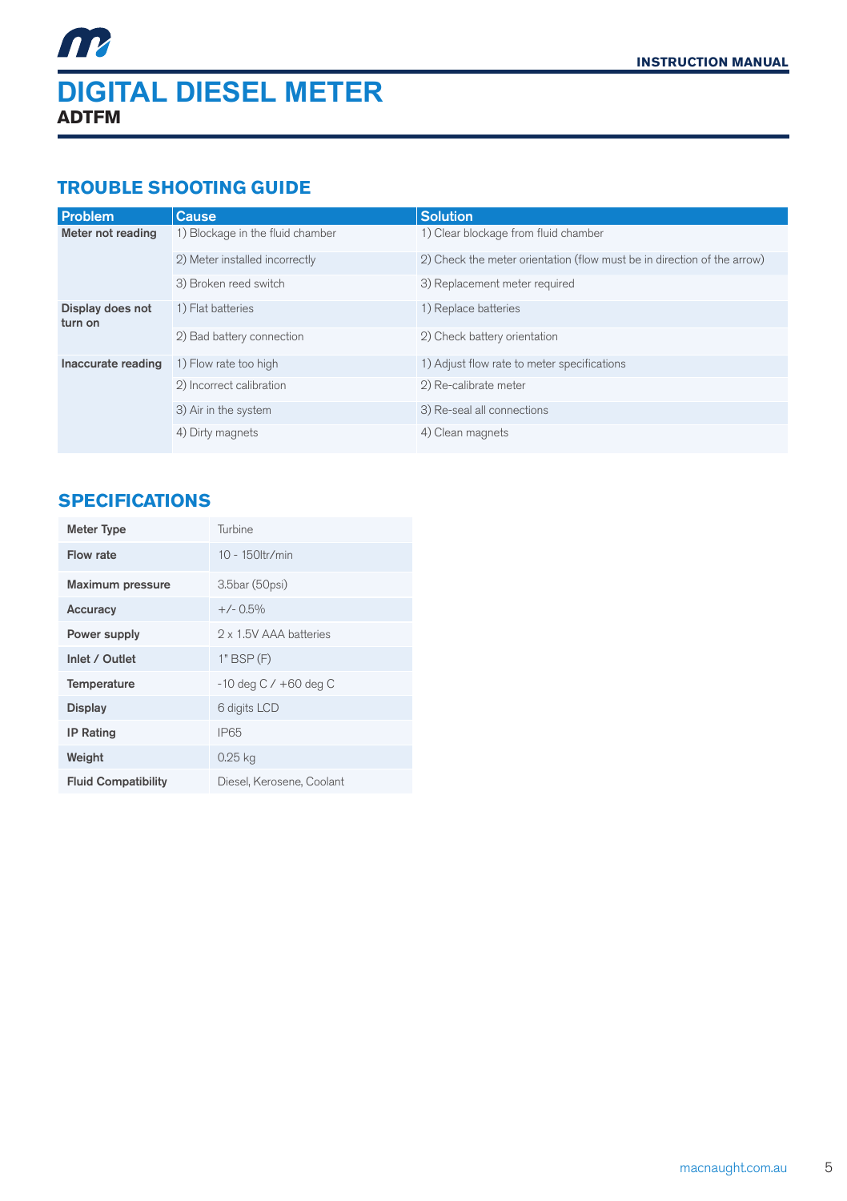# DIGITAL DIESEL METER

**ADTFM**

## TROUBLE SHOOTING GUIDE

| Problem | Cause | Solution |
|---|---|---|
| **Meter not reading** | 1) Blockage in the fluid chamber | 1) Clear blockage from fluid chamber |
| | 2) Meter installed incorrectly | 2) Check the meter orientation (flow must be in direction of the arrow) |
| | 3) Broken reed switch | 3) Replacement meter required |
| **Display does not turn on** | 1) Flat batteries | 1) Replace batteries |
| | 2) Bad battery connection | 2) Check battery orientation |
| **Inaccurate reading** | 1) Flow rate too high | 1) Adjust flow rate to meter specifications |
| | 2) Incorrect calibration | 2) Re-calibrate meter |
| | 3) Air in the system | 3) Re-seal all connections |
| | 4) Dirty magnets | 4) Clean magnets |

## SPECIFICATIONS

| | |
|---|---|
| **Meter Type** | Turbine |
| **Flow rate** | 10 - 150ltr/min |
| **Maximum pressure** | 3.5bar (50psi) |
| **Accuracy** | +/- 0.5% |
| **Power supply** | 2 x 1.5V AAA batteries |
| **Inlet / Outlet** | 1" BSP (F) |
| **Temperature** | -10 deg C / +60 deg C |
| **Display** | 6 digits LCD |
| **IP Rating** | IP65 |
| **Weight** | 0.25 kg |
| **Fluid Compatibility** | Diesel, Kerosene, Coolant |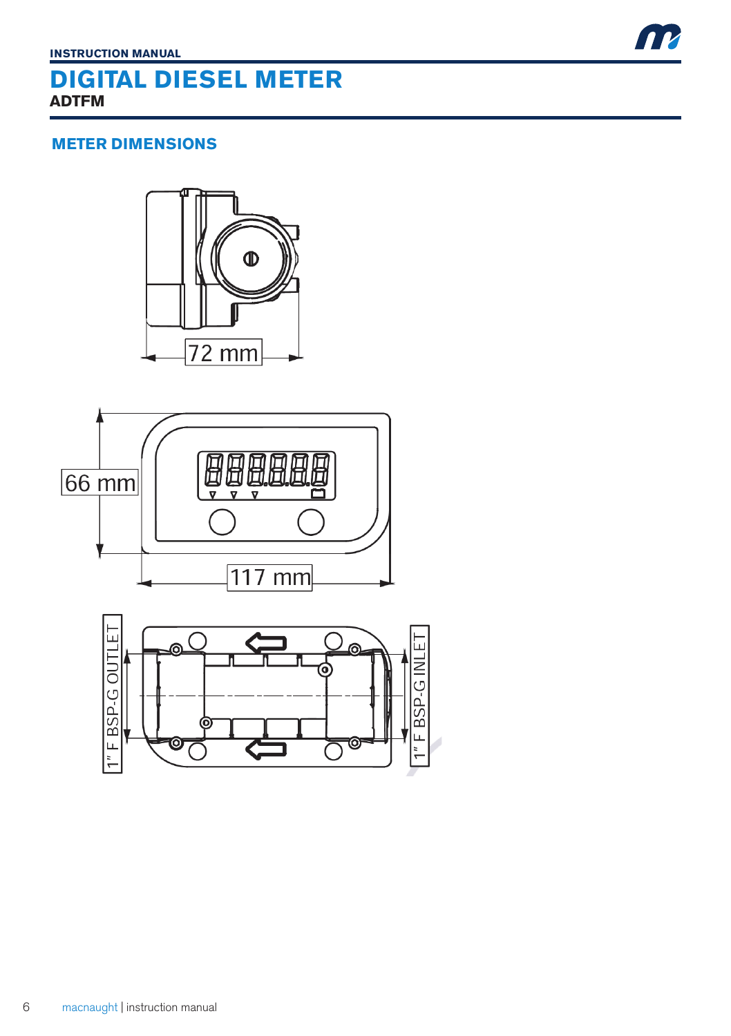## METER DIMENSIONS

72 mm

66 mm

117 mm

1" F BSP-G OUTLET

1" F BSP-G INLET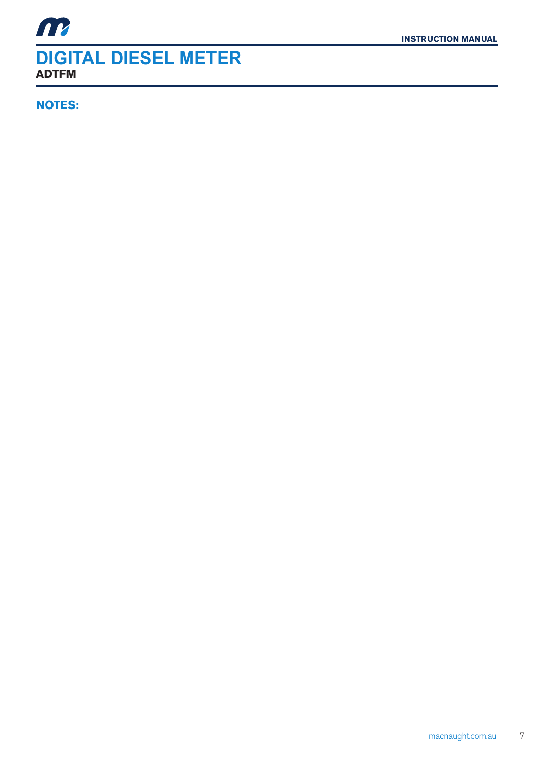# DIGITAL DIESEL METER

**ADTFM**

## NOTES: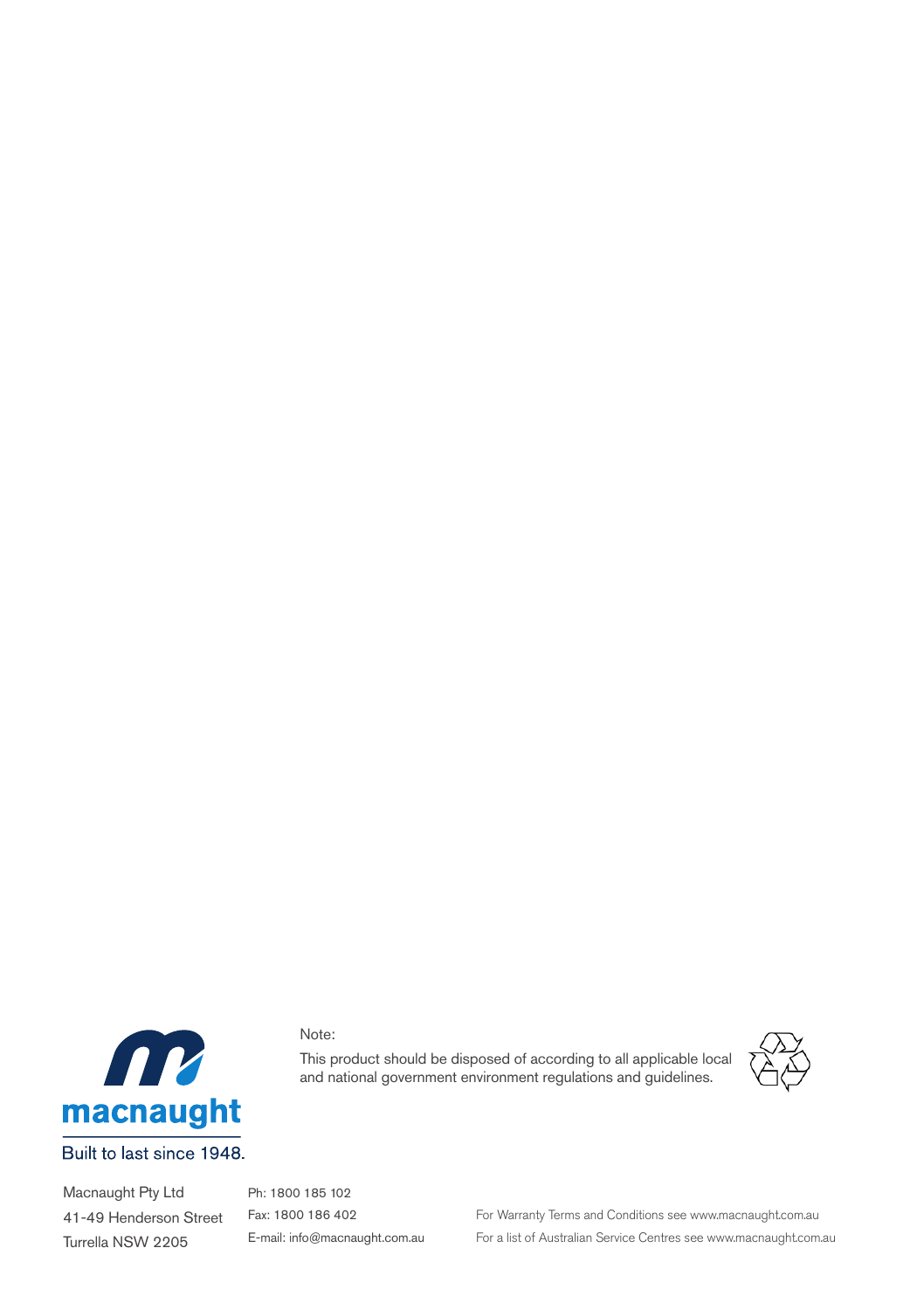macnaught

Built to last since 1948.

Note:

This product should be disposed of according to all applicable local and national government environment regulations and guidelines.

Macnaught Pty Ltd
41-49 Henderson Street
Turrella NSW 2205

Ph: 1800 185 102
Fax: 1800 186 402
E-mail: info@macnaught.com.au

For Warranty Terms and Conditions see www.macnaught.com.au
For a list of Australian Service Centres see www.macnaught.com.au